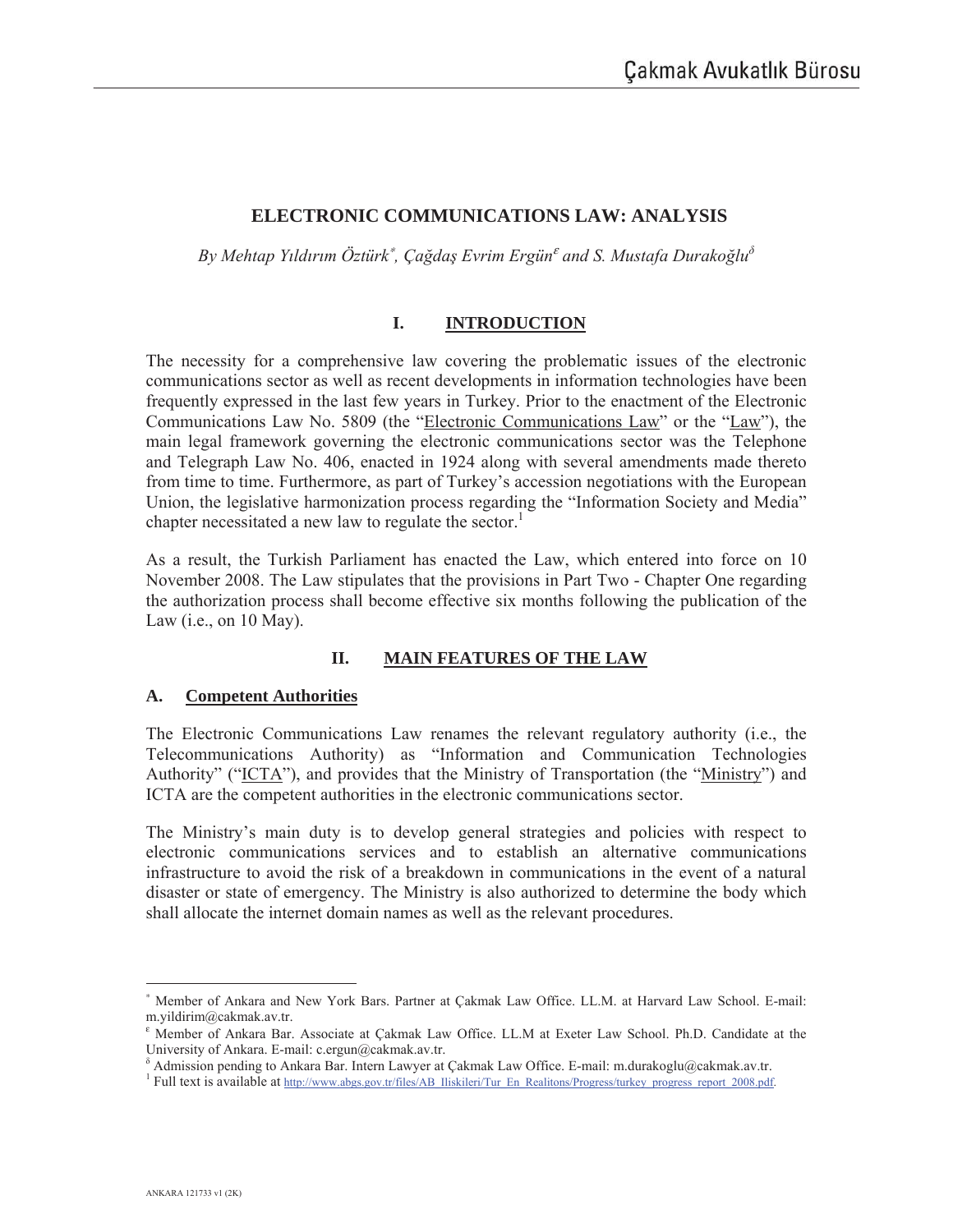# ELECTRONIC COMMUNICATIONS LAW: ANALYSIS

*By Mehtap Yıldırım Öztürk[*], Çağdaş Evrim Ergün[ε] and S. Mustafa Durakoğlu[δ]*

## I. INTRODUCTION

The necessity for a comprehensive law covering the problematic issues of the electronic communications sector as well as recent developments in information technologies have been frequently expressed in the last few years in Turkey. Prior to the enactment of the Electronic Communications Law No. 5809 (the "Electronic Communications Law" or the "Law"), the main legal framework governing the electronic communications sector was the Telephone and Telegraph Law No. 406, enacted in 1924 along with several amendments made thereto from time to time. Furthermore, as part of Turkey's accession negotiations with the European Union, the legislative harmonization process regarding the "Information Society and Media" chapter necessitated a new law to regulate the sector.[1]

As a result, the Turkish Parliament has enacted the Law, which entered into force on 10 November 2008. The Law stipulates that the provisions in Part Two - Chapter One regarding the authorization process shall become effective six months following the publication of the Law (i.e., on 10 May).

## II. MAIN FEATURES OF THE LAW

### A. Competent Authorities

The Electronic Communications Law renames the relevant regulatory authority (i.e., the Telecommunications Authority) as "Information and Communication Technologies Authority" ("ICTA"), and provides that the Ministry of Transportation (the "Ministry") and ICTA are the competent authorities in the electronic communications sector.

The Ministry's main duty is to develop general strategies and policies with respect to electronic communications services and to establish an alternative communications infrastructure to avoid the risk of a breakdown in communications in the event of a natural disaster or state of emergency. The Ministry is also authorized to determine the body which shall allocate the internet domain names as well as the relevant procedures.

---

[*] Member of Ankara and New York Bars. Partner at Çakmak Law Office. LL.M. at Harvard Law School. E-mail: m.yildirim@cakmak.av.tr.

[ε] Member of Ankara Bar. Associate at Çakmak Law Office. LL.M at Exeter Law School. Ph.D. Candidate at the University of Ankara. E-mail: c.ergun@cakmak.av.tr.

[δ] Admission pending to Ankara Bar. Intern Lawyer at Çakmak Law Office. E-mail: m.durakoglu@cakmak.av.tr.

[1] Full text is available at http://www.abgs.gov.tr/files/AB_Iliskileri/Tur_En_Realitons/Progress/turkey_progress_report_2008.pdf.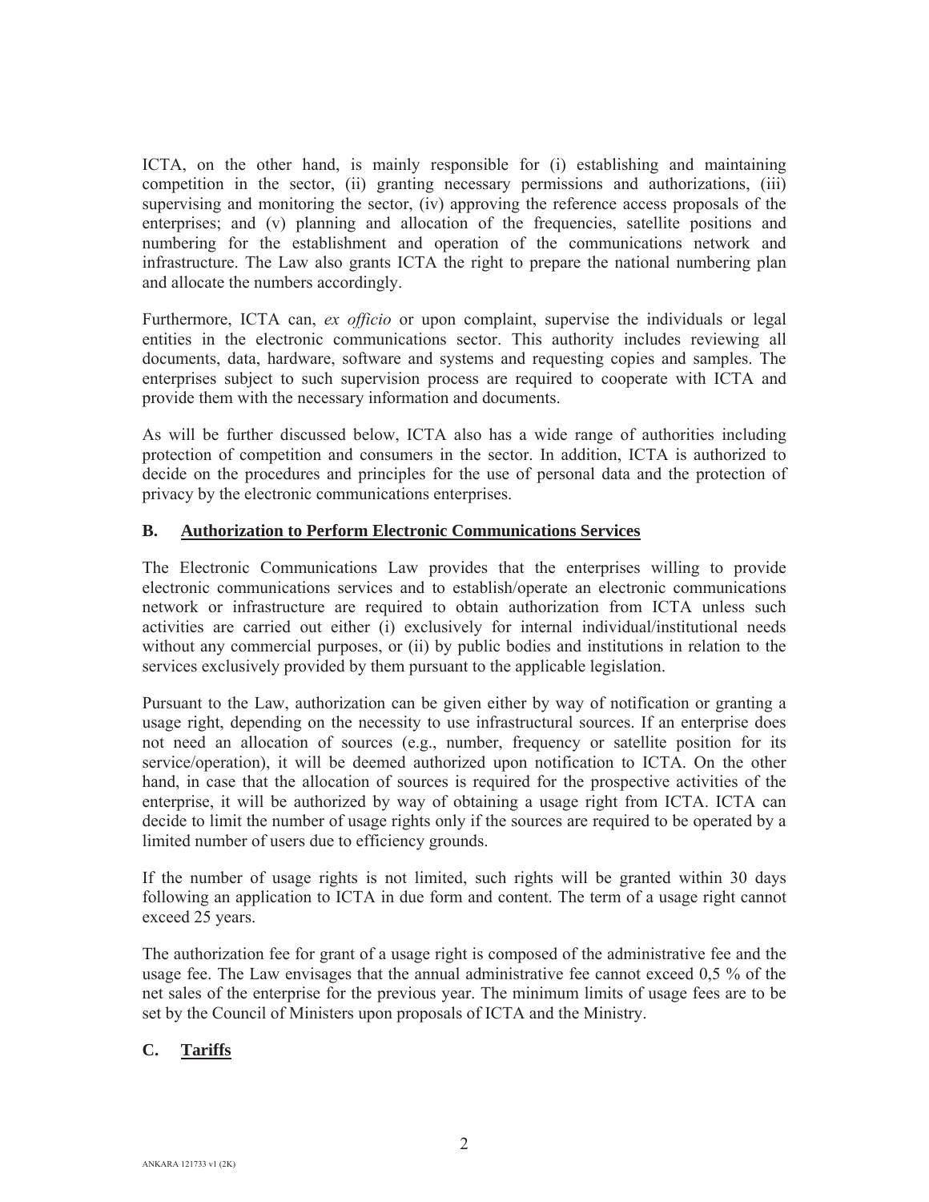ICTA, on the other hand, is mainly responsible for (i) establishing and maintaining competition in the sector, (ii) granting necessary permissions and authorizations, (iii) supervising and monitoring the sector, (iv) approving the reference access proposals of the enterprises; and (v) planning and allocation of the frequencies, satellite positions and numbering for the establishment and operation of the communications network and infrastructure. The Law also grants ICTA the right to prepare the national numbering plan and allocate the numbers accordingly.

Furthermore, ICTA can, *ex officio* or upon complaint, supervise the individuals or legal entities in the electronic communications sector. This authority includes reviewing all documents, data, hardware, software and systems and requesting copies and samples. The enterprises subject to such supervision process are required to cooperate with ICTA and provide them with the necessary information and documents.

As will be further discussed below, ICTA also has a wide range of authorities including protection of competition and consumers in the sector. In addition, ICTA is authorized to decide on the procedures and principles for the use of personal data and the protection of privacy by the electronic communications enterprises.

## B. Authorization to Perform Electronic Communications Services

The Electronic Communications Law provides that the enterprises willing to provide electronic communications services and to establish/operate an electronic communications network or infrastructure are required to obtain authorization from ICTA unless such activities are carried out either (i) exclusively for internal individual/institutional needs without any commercial purposes, or (ii) by public bodies and institutions in relation to the services exclusively provided by them pursuant to the applicable legislation.

Pursuant to the Law, authorization can be given either by way of notification or granting a usage right, depending on the necessity to use infrastructural sources. If an enterprise does not need an allocation of sources (e.g., number, frequency or satellite position for its service/operation), it will be deemed authorized upon notification to ICTA. On the other hand, in case that the allocation of sources is required for the prospective activities of the enterprise, it will be authorized by way of obtaining a usage right from ICTA. ICTA can decide to limit the number of usage rights only if the sources are required to be operated by a limited number of users due to efficiency grounds.

If the number of usage rights is not limited, such rights will be granted within 30 days following an application to ICTA in due form and content. The term of a usage right cannot exceed 25 years.

The authorization fee for grant of a usage right is composed of the administrative fee and the usage fee. The Law envisages that the annual administrative fee cannot exceed 0,5 % of the net sales of the enterprise for the previous year. The minimum limits of usage fees are to be set by the Council of Ministers upon proposals of ICTA and the Ministry.

## C. Tariffs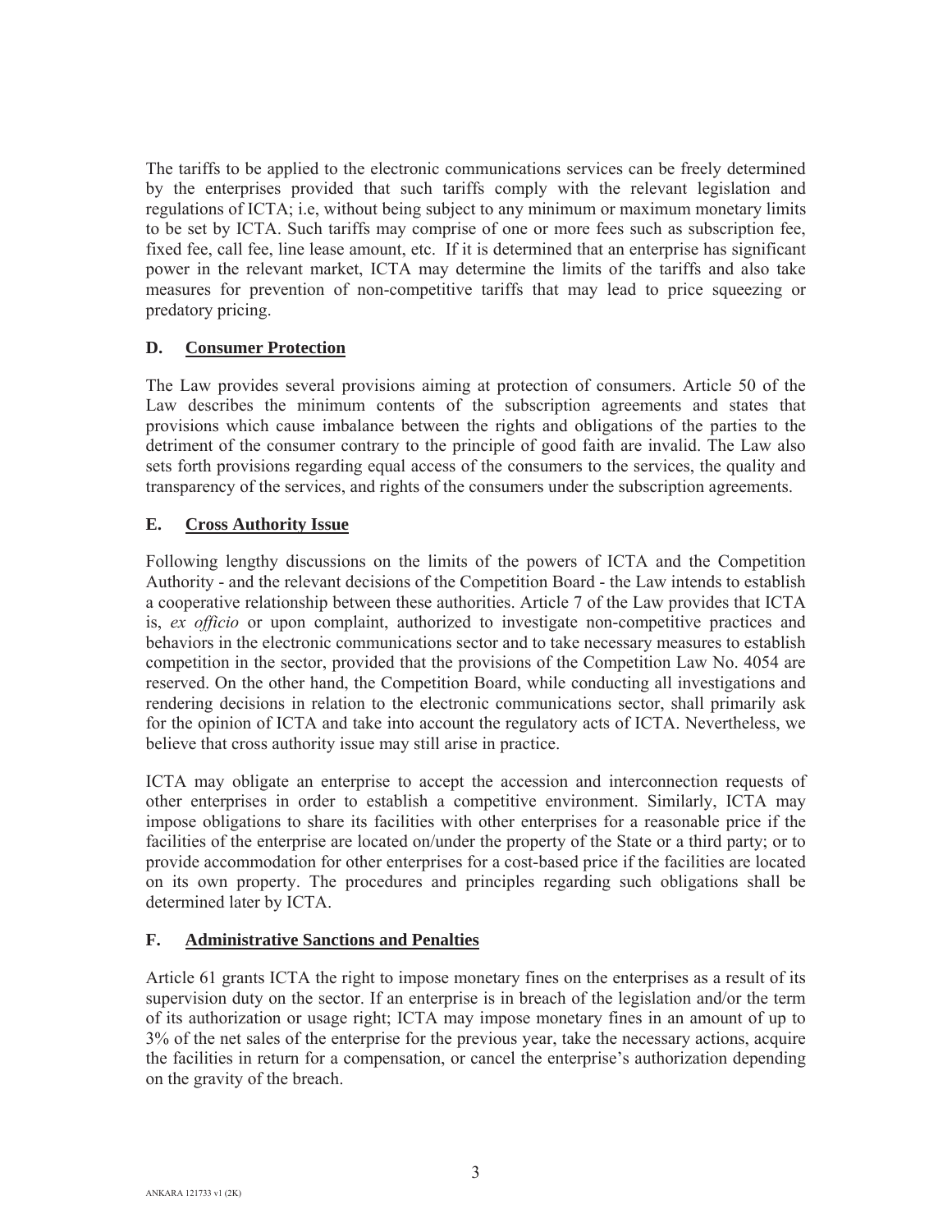The tariffs to be applied to the electronic communications services can be freely determined by the enterprises provided that such tariffs comply with the relevant legislation and regulations of ICTA; i.e, without being subject to any minimum or maximum monetary limits to be set by ICTA. Such tariffs may comprise of one or more fees such as subscription fee, fixed fee, call fee, line lease amount, etc. If it is determined that an enterprise has significant power in the relevant market, ICTA may determine the limits of the tariffs and also take measures for prevention of non-competitive tariffs that may lead to price squeezing or predatory pricing.

## D. Consumer Protection

The Law provides several provisions aiming at protection of consumers. Article 50 of the Law describes the minimum contents of the subscription agreements and states that provisions which cause imbalance between the rights and obligations of the parties to the detriment of the consumer contrary to the principle of good faith are invalid. The Law also sets forth provisions regarding equal access of the consumers to the services, the quality and transparency of the services, and rights of the consumers under the subscription agreements.

## E. Cross Authority Issue

Following lengthy discussions on the limits of the powers of ICTA and the Competition Authority - and the relevant decisions of the Competition Board - the Law intends to establish a cooperative relationship between these authorities. Article 7 of the Law provides that ICTA is, *ex officio* or upon complaint, authorized to investigate non-competitive practices and behaviors in the electronic communications sector and to take necessary measures to establish competition in the sector, provided that the provisions of the Competition Law No. 4054 are reserved. On the other hand, the Competition Board, while conducting all investigations and rendering decisions in relation to the electronic communications sector, shall primarily ask for the opinion of ICTA and take into account the regulatory acts of ICTA. Nevertheless, we believe that cross authority issue may still arise in practice.

ICTA may obligate an enterprise to accept the accession and interconnection requests of other enterprises in order to establish a competitive environment. Similarly, ICTA may impose obligations to share its facilities with other enterprises for a reasonable price if the facilities of the enterprise are located on/under the property of the State or a third party; or to provide accommodation for other enterprises for a cost-based price if the facilities are located on its own property. The procedures and principles regarding such obligations shall be determined later by ICTA.

## F. Administrative Sanctions and Penalties

Article 61 grants ICTA the right to impose monetary fines on the enterprises as a result of its supervision duty on the sector. If an enterprise is in breach of the legislation and/or the term of its authorization or usage right; ICTA may impose monetary fines in an amount of up to 3% of the net sales of the enterprise for the previous year, take the necessary actions, acquire the facilities in return for a compensation, or cancel the enterprise's authorization depending on the gravity of the breach.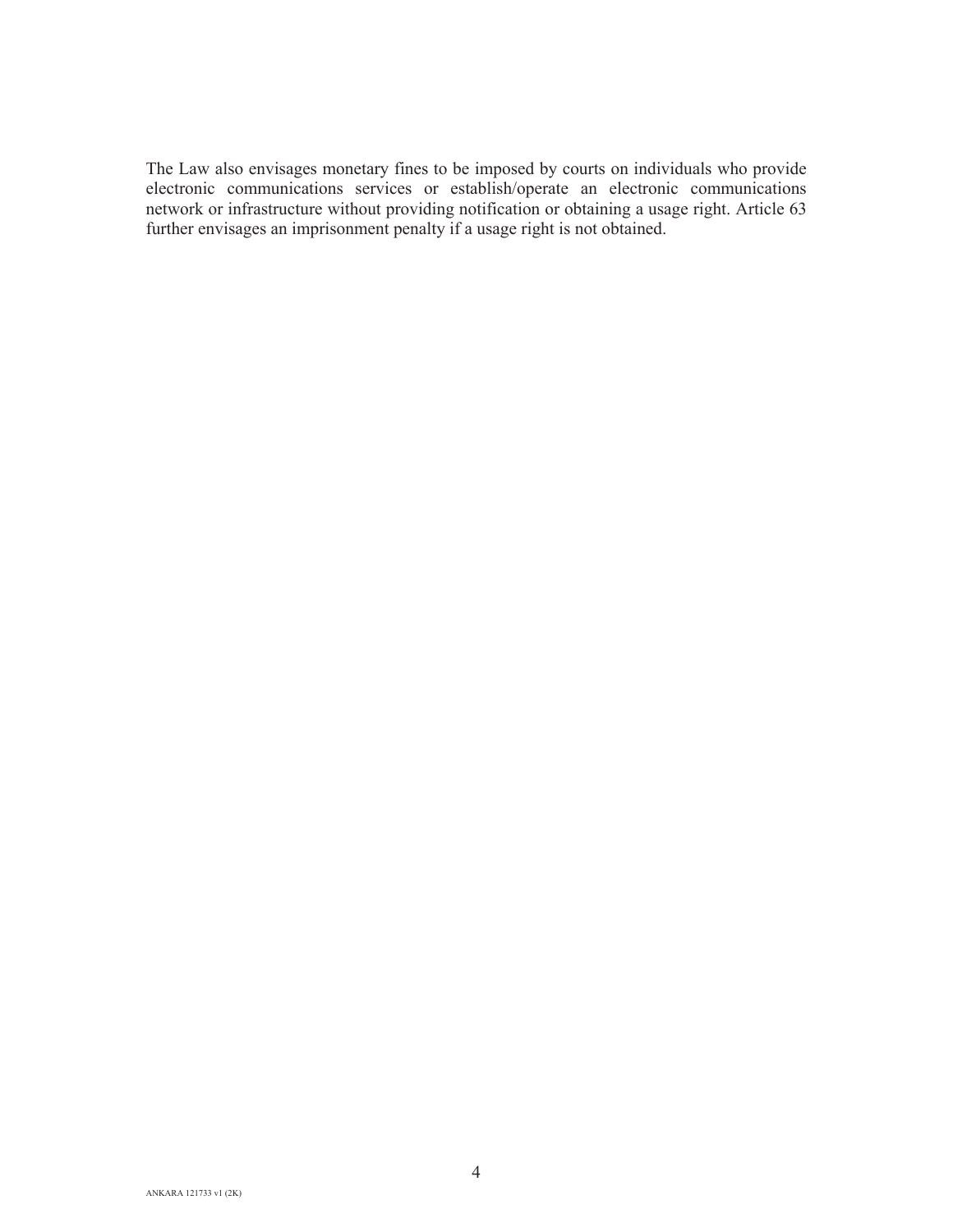The Law also envisages monetary fines to be imposed by courts on individuals who provide electronic communications services or establish/operate an electronic communications network or infrastructure without providing notification or obtaining a usage right. Article 63 further envisages an imprisonment penalty if a usage right is not obtained.